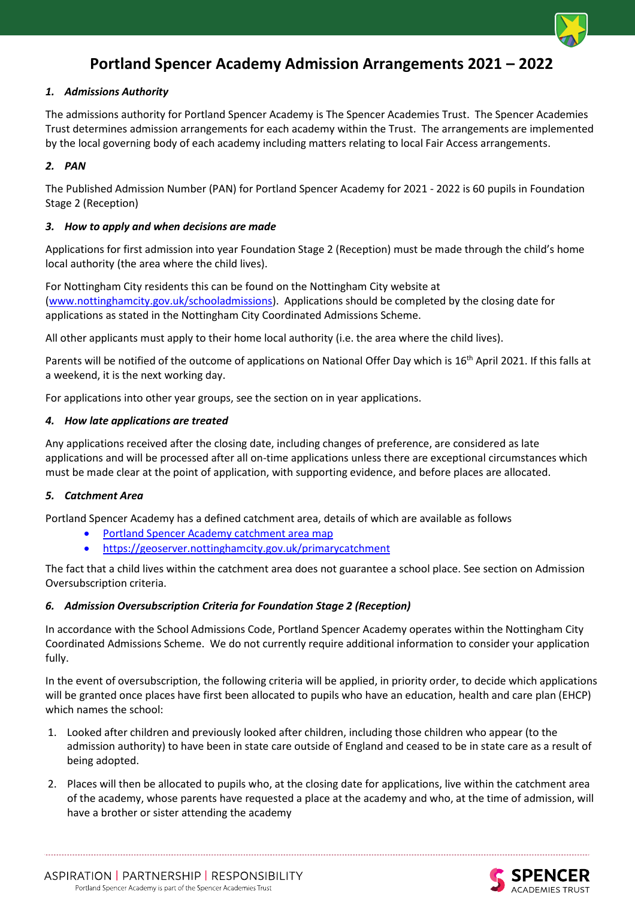# Portland Spencer Academy Admission Arrangements 2021 – 2022

### *1. Admissions Authority*

The admissions authority for Portland Spencer Academy is The Spencer Academies Trust. The Spencer Academies Trust determines admission arrangements for each academy within the Trust. The arrangements are implemented by the local governing body of each academy including matters relating to local Fair Access arrangements.

### *2. PAN*

The Published Admission Number (PAN) for Portland Spencer Academy for 2021 - 2022 is 60 pupils in Foundation Stage 2 (Reception)

### *3. How to apply and when decisions are made*

Applications for first admission into year Foundation Stage 2 (Reception) must be made through the child's home local authority (the area where the child lives).

For Nottingham City residents this can be found on the Nottingham City website at (www.nottinghamcity.gov.uk/schooladmissions). Applications should be completed by the closing date for applications as stated in the Nottingham City Coordinated Admissions Scheme.

All other applicants must apply to their home local authority (i.e. the area where the child lives).

Parents will be notified of the outcome of applications on National Offer Day which is 16th April 2021. If this falls at a weekend, it is the next working day.

For applications into other year groups, see the section on in year applications.

### *4. How late applications are treated*

Any applications received after the closing date, including changes of preference, are considered as late applications and will be processed after all on-time applications unless there are exceptional circumstances which must be made clear at the point of application, with supporting evidence, and before places are allocated.

### *5. Catchment Area*

Portland Spencer Academy has a defined catchment area, details of which are available as follows

- Portland Spencer Academy catchment area map
- https://geoserver.nottinghamcity.gov.uk/primarycatchment

The fact that a child lives within the catchment area does not guarantee a school place. See section on Admission Oversubscription criteria.

### *6. Admission Oversubscription Criteria for Foundation Stage 2 (Reception)*

In accordance with the School Admissions Code, Portland Spencer Academy operates within the Nottingham City Coordinated Admissions Scheme. We do not currently require additional information to consider your application fully.

In the event of oversubscription, the following criteria will be applied, in priority order, to decide which applications will be granted once places have first been allocated to pupils who have an education, health and care plan (EHCP) which names the school:

1. Looked after children and previously looked after children, including those children who appear (to the admission authority) to have been in state care outside of England and ceased to be in state care as a result of being adopted.

2. Places will then be allocated to pupils who, at the closing date for applications, live within the catchment area of the academy, whose parents have requested a place at the academy and who, at the time of admission, will have a brother or sister attending the academy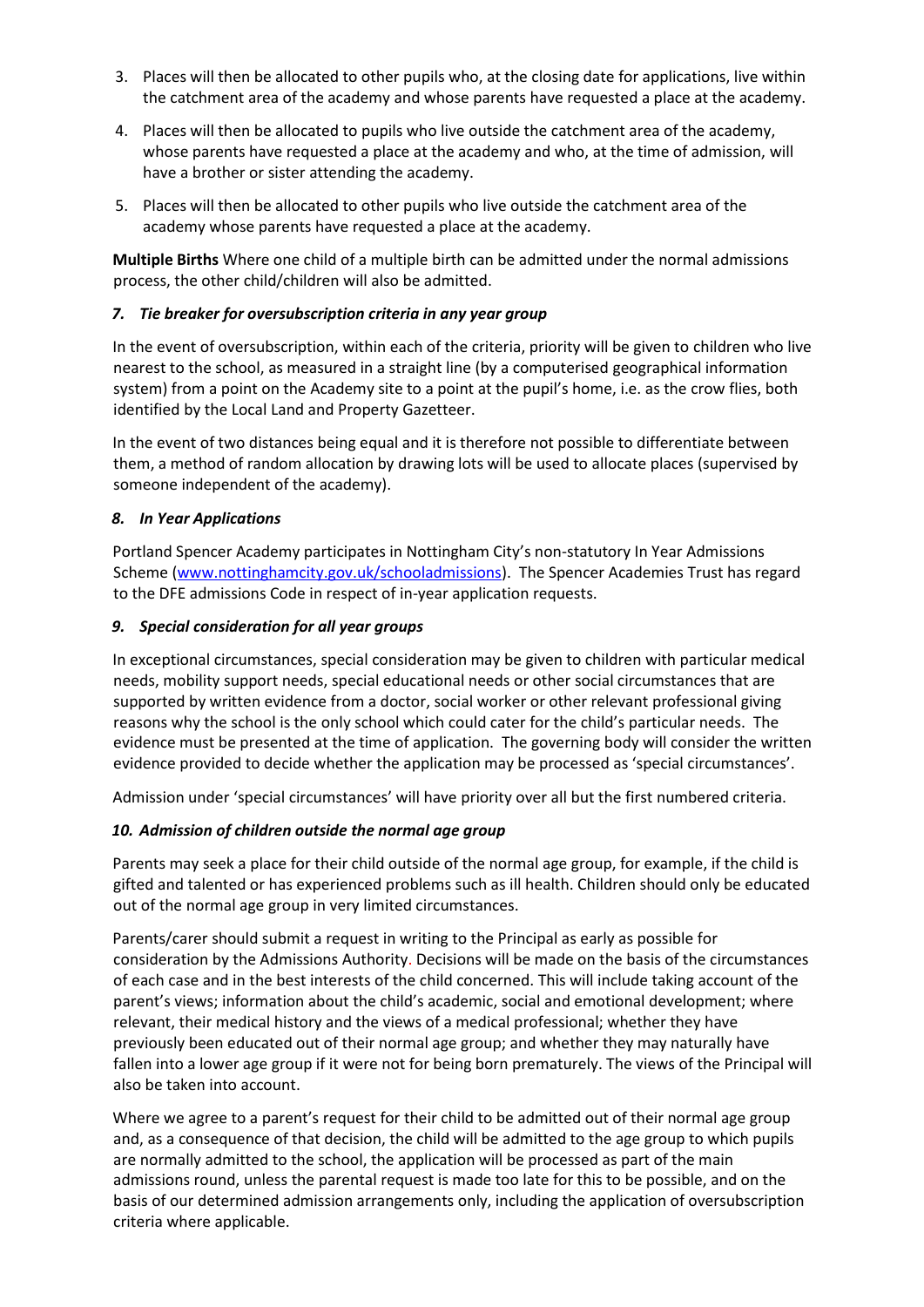3. Places will then be allocated to other pupils who, at the closing date for applications, live within the catchment area of the academy and whose parents have requested a place at the academy.

4. Places will then be allocated to pupils who live outside the catchment area of the academy, whose parents have requested a place at the academy and who, at the time of admission, will have a brother or sister attending the academy.

5. Places will then be allocated to other pupils who live outside the catchment area of the academy whose parents have requested a place at the academy.

**Multiple Births** Where one child of a multiple birth can be admitted under the normal admissions process, the other child/children will also be admitted.

### *7. Tie breaker for oversubscription criteria in any year group*

In the event of oversubscription, within each of the criteria, priority will be given to children who live nearest to the school, as measured in a straight line (by a computerised geographical information system) from a point on the Academy site to a point at the pupil's home, i.e. as the crow flies, both identified by the Local Land and Property Gazetteer.

In the event of two distances being equal and it is therefore not possible to differentiate between them, a method of random allocation by drawing lots will be used to allocate places (supervised by someone independent of the academy).

### *8. In Year Applications*

Portland Spencer Academy participates in Nottingham City's non-statutory In Year Admissions Scheme ([www.nottinghamcity.gov.uk/schooladmissions](www.nottinghamcity.gov.uk/schooladmissions)). The Spencer Academies Trust has regard to the DFE admissions Code in respect of in-year application requests.

### *9. Special consideration for all year groups*

In exceptional circumstances, special consideration may be given to children with particular medical needs, mobility support needs, special educational needs or other social circumstances that are supported by written evidence from a doctor, social worker or other relevant professional giving reasons why the school is the only school which could cater for the child's particular needs. The evidence must be presented at the time of application. The governing body will consider the written evidence provided to decide whether the application may be processed as 'special circumstances'.

Admission under 'special circumstances' will have priority over all but the first numbered criteria.

### *10. Admission of children outside the normal age group*

Parents may seek a place for their child outside of the normal age group, for example, if the child is gifted and talented or has experienced problems such as ill health. Children should only be educated out of the normal age group in very limited circumstances.

Parents/carer should submit a request in writing to the Principal as early as possible for consideration by the Admissions Authority. Decisions will be made on the basis of the circumstances of each case and in the best interests of the child concerned. This will include taking account of the parent's views; information about the child's academic, social and emotional development; where relevant, their medical history and the views of a medical professional; whether they have previously been educated out of their normal age group; and whether they may naturally have fallen into a lower age group if it were not for being born prematurely. The views of the Principal will also be taken into account.

Where we agree to a parent's request for their child to be admitted out of their normal age group and, as a consequence of that decision, the child will be admitted to the age group to which pupils are normally admitted to the school, the application will be processed as part of the main admissions round, unless the parental request is made too late for this to be possible, and on the basis of our determined admission arrangements only, including the application of oversubscription criteria where applicable.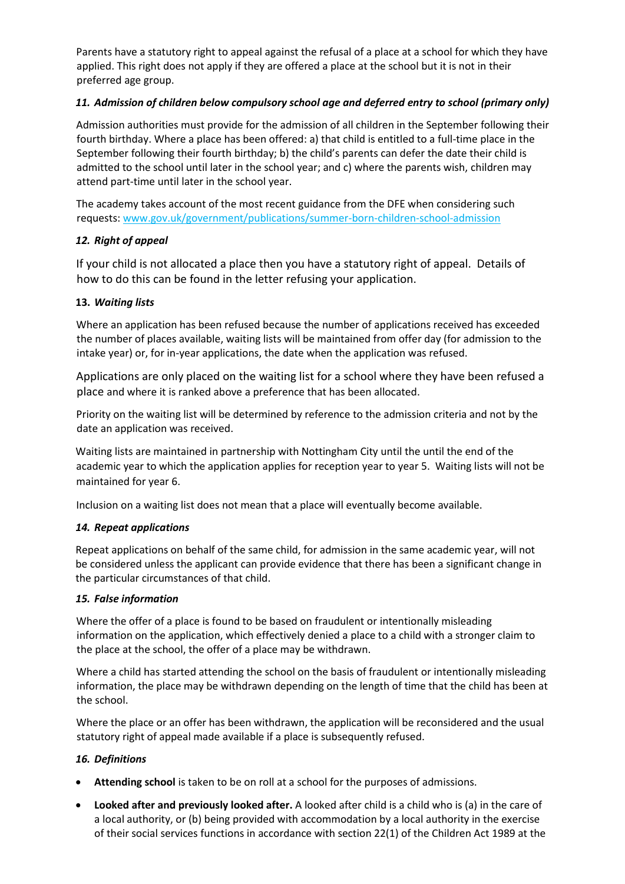Parents have a statutory right to appeal against the refusal of a place at a school for which they have applied. This right does not apply if they are offered a place at the school but it is not in their preferred age group.

### *11. Admission of children below compulsory school age and deferred entry to school (primary only)*

Admission authorities must provide for the admission of all children in the September following their fourth birthday. Where a place has been offered: a) that child is entitled to a full-time place in the September following their fourth birthday; b) the child's parents can defer the date their child is admitted to the school until later in the school year; and c) where the parents wish, children may attend part-time until later in the school year.

The academy takes account of the most recent guidance from the DFE when considering such requests: [www.gov.uk/government/publications/summer-born-children-school-admission](www.gov.uk/government/publications/summer-born-children-school-admission)

### *12. Right of appeal*

If your child is not allocated a place then you have a statutory right of appeal. Details of how to do this can be found in the letter refusing your application.

### **13.** *Waiting lists*

Where an application has been refused because the number of applications received has exceeded the number of places available, waiting lists will be maintained from offer day (for admission to the intake year) or, for in-year applications, the date when the application was refused.

Applications are only placed on the waiting list for a school where they have been refused a place and where it is ranked above a preference that has been allocated.

Priority on the waiting list will be determined by reference to the admission criteria and not by the date an application was received.

Waiting lists are maintained in partnership with Nottingham City until the until the end of the academic year to which the application applies for reception year to year 5. Waiting lists will not be maintained for year 6.

Inclusion on a waiting list does not mean that a place will eventually become available.

### *14. Repeat applications*

Repeat applications on behalf of the same child, for admission in the same academic year, will not be considered unless the applicant can provide evidence that there has been a significant change in the particular circumstances of that child.

### *15. False information*

Where the offer of a place is found to be based on fraudulent or intentionally misleading information on the application, which effectively denied a place to a child with a stronger claim to the place at the school, the offer of a place may be withdrawn.

Where a child has started attending the school on the basis of fraudulent or intentionally misleading information, the place may be withdrawn depending on the length of time that the child has been at the school.

Where the place or an offer has been withdrawn, the application will be reconsidered and the usual statutory right of appeal made available if a place is subsequently refused.

### *16. Definitions*

- **Attending school** is taken to be on roll at a school for the purposes of admissions.
- **Looked after and previously looked after.** A looked after child is a child who is (a) in the care of a local authority, or (b) being provided with accommodation by a local authority in the exercise of their social services functions in accordance with section 22(1) of the Children Act 1989 at the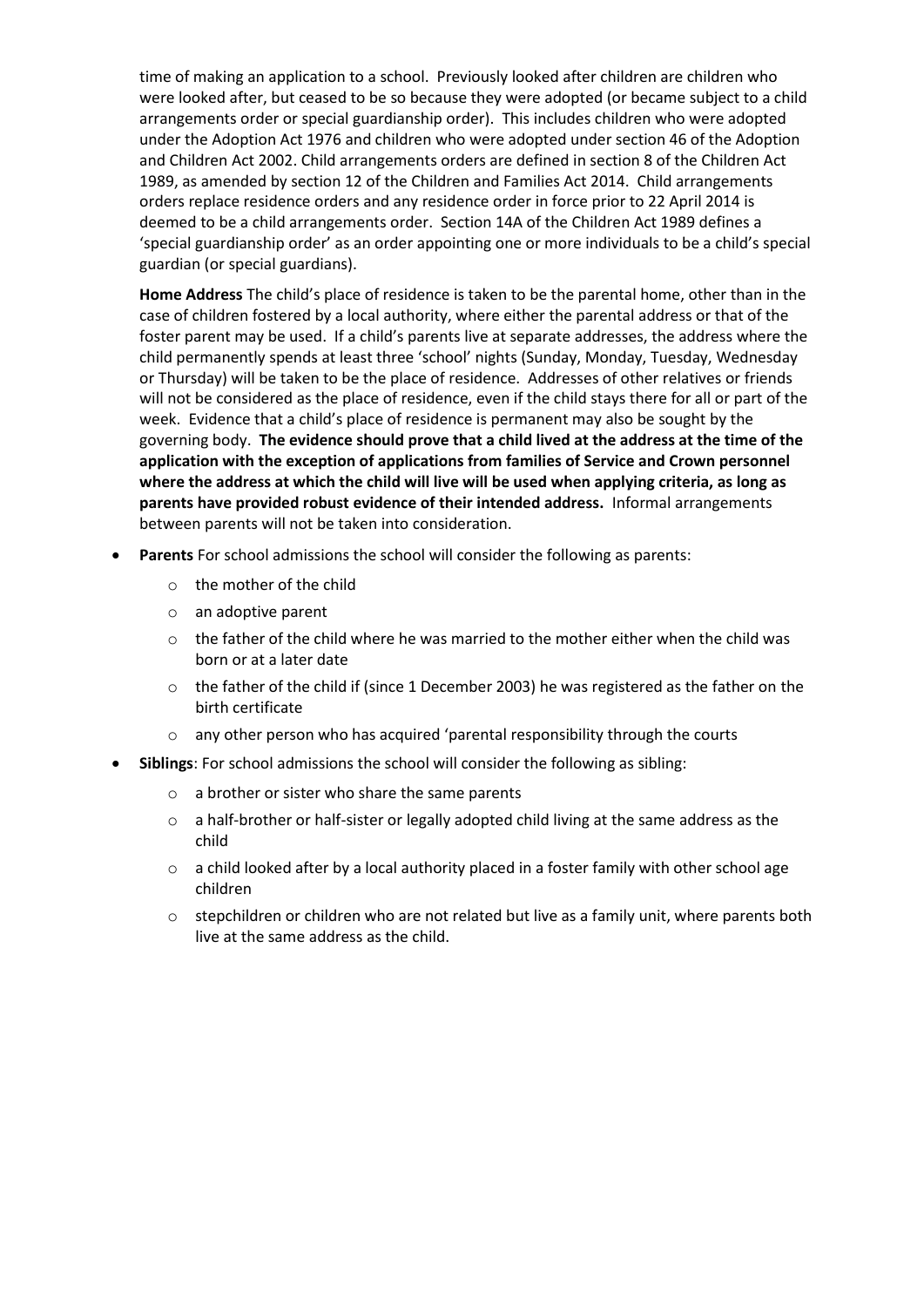time of making an application to a school. Previously looked after children are children who were looked after, but ceased to be so because they were adopted (or became subject to a child arrangements order or special guardianship order). This includes children who were adopted under the Adoption Act 1976 and children who were adopted under section 46 of the Adoption and Children Act 2002. Child arrangements orders are defined in section 8 of the Children Act 1989, as amended by section 12 of the Children and Families Act 2014. Child arrangements orders replace residence orders and any residence order in force prior to 22 April 2014 is deemed to be a child arrangements order. Section 14A of the Children Act 1989 defines a 'special guardianship order' as an order appointing one or more individuals to be a child's special guardian (or special guardians).

**Home Address** The child's place of residence is taken to be the parental home, other than in the case of children fostered by a local authority, where either the parental address or that of the foster parent may be used. If a child's parents live at separate addresses, the address where the child permanently spends at least three 'school' nights (Sunday, Monday, Tuesday, Wednesday or Thursday) will be taken to be the place of residence. Addresses of other relatives or friends will not be considered as the place of residence, even if the child stays there for all or part of the week. Evidence that a child's place of residence is permanent may also be sought by the governing body. **The evidence should prove that a child lived at the address at the time of the application with the exception of applications from families of Service and Crown personnel where the address at which the child will live will be used when applying criteria, as long as parents have provided robust evidence of their intended address.** Informal arrangements between parents will not be taken into consideration.

- **Parents** For school admissions the school will consider the following as parents:
  - the mother of the child
  - an adoptive parent
  - the father of the child where he was married to the mother either when the child was born or at a later date
  - the father of the child if (since 1 December 2003) he was registered as the father on the birth certificate
  - any other person who has acquired 'parental responsibility through the courts
- **Siblings**: For school admissions the school will consider the following as sibling:
  - a brother or sister who share the same parents
  - a half-brother or half-sister or legally adopted child living at the same address as the child
  - a child looked after by a local authority placed in a foster family with other school age children
  - stepchildren or children who are not related but live as a family unit, where parents both live at the same address as the child.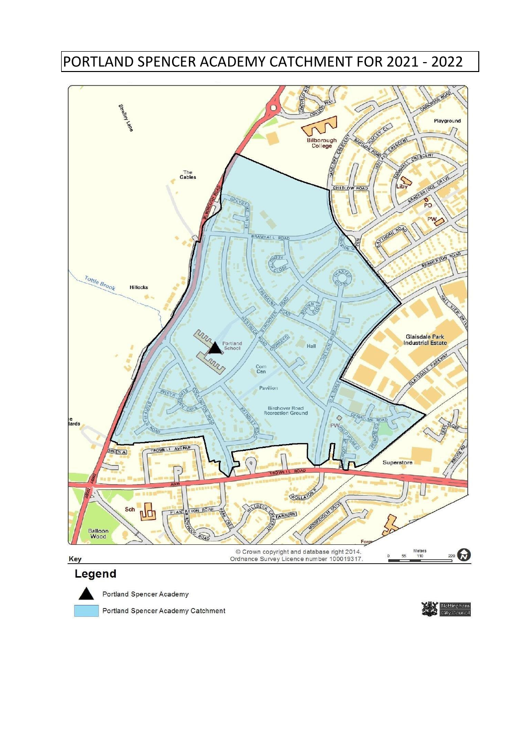# PORTLAND SPENCER ACADEMY CATCHMENT FOR 2021 - 2022

Key

© Crown copyright and database right 2014.
Ordnance Survey Licence number 100019317.

Meters
0 55 110 220

## Legend

Portland Spencer Academy

Portland Spencer Academy Catchment

Nottingham City Council